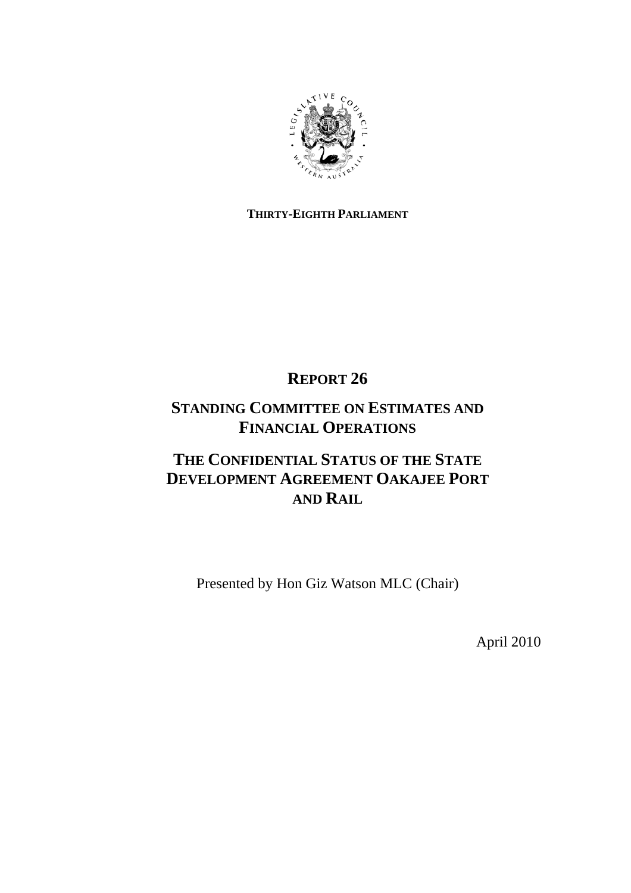**THIRTY-EIGHTH PARLIAMENT**

# REPORT 26

## STANDING COMMITTEE ON ESTIMATES AND FINANCIAL OPERATIONS

## THE CONFIDENTIAL STATUS OF THE STATE DEVELOPMENT AGREEMENT OAKAJEE PORT AND RAIL

Presented by Hon Giz Watson MLC (Chair)

April 2010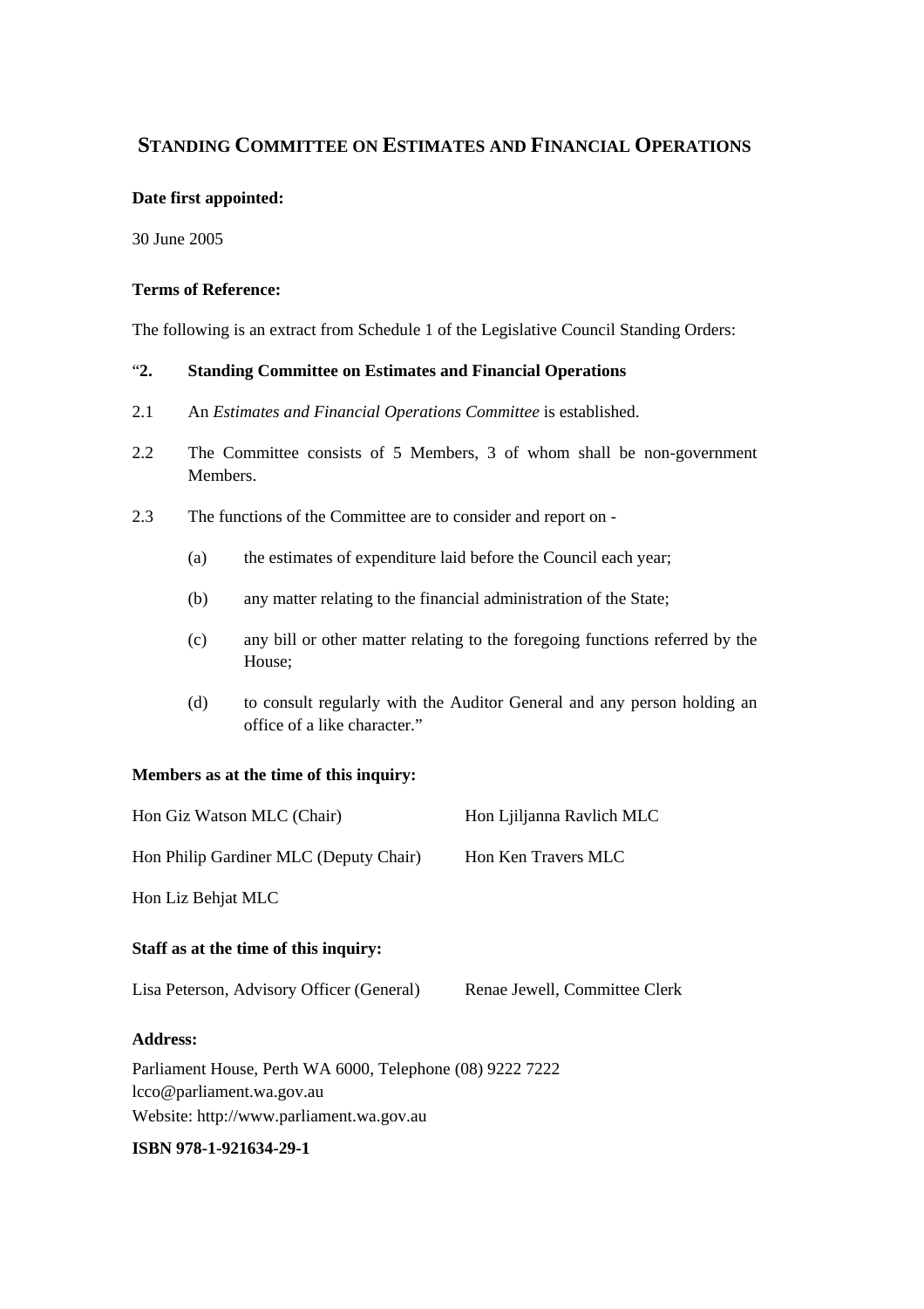## STANDING COMMITTEE ON ESTIMATES AND FINANCIAL OPERATIONS

**Date first appointed:**

30 June 2005

**Terms of Reference:**

The following is an extract from Schedule 1 of the Legislative Council Standing Orders:

"**2. Standing Committee on Estimates and Financial Operations**

2.1 An *Estimates and Financial Operations Committee* is established.

2.2 The Committee consists of 5 Members, 3 of whom shall be non-government Members.

2.3 The functions of the Committee are to consider and report on -

(a) the estimates of expenditure laid before the Council each year;

(b) any matter relating to the financial administration of the State;

(c) any bill or other matter relating to the foregoing functions referred by the House;

(d) to consult regularly with the Auditor General and any person holding an office of a like character."

**Members as at the time of this inquiry:**

Hon Giz Watson MLC (Chair)

Hon Ljiljanna Ravlich MLC

Hon Philip Gardiner MLC (Deputy Chair)

Hon Ken Travers MLC

Hon Liz Behjat MLC

**Staff as at the time of this inquiry:**

Lisa Peterson, Advisory Officer (General)

Renae Jewell, Committee Clerk

**Address:**

Parliament House, Perth WA 6000, Telephone (08) 9222 7222
lcco@parliament.wa.gov.au
Website: http://www.parliament.wa.gov.au

**ISBN 978-1-921634-29-1**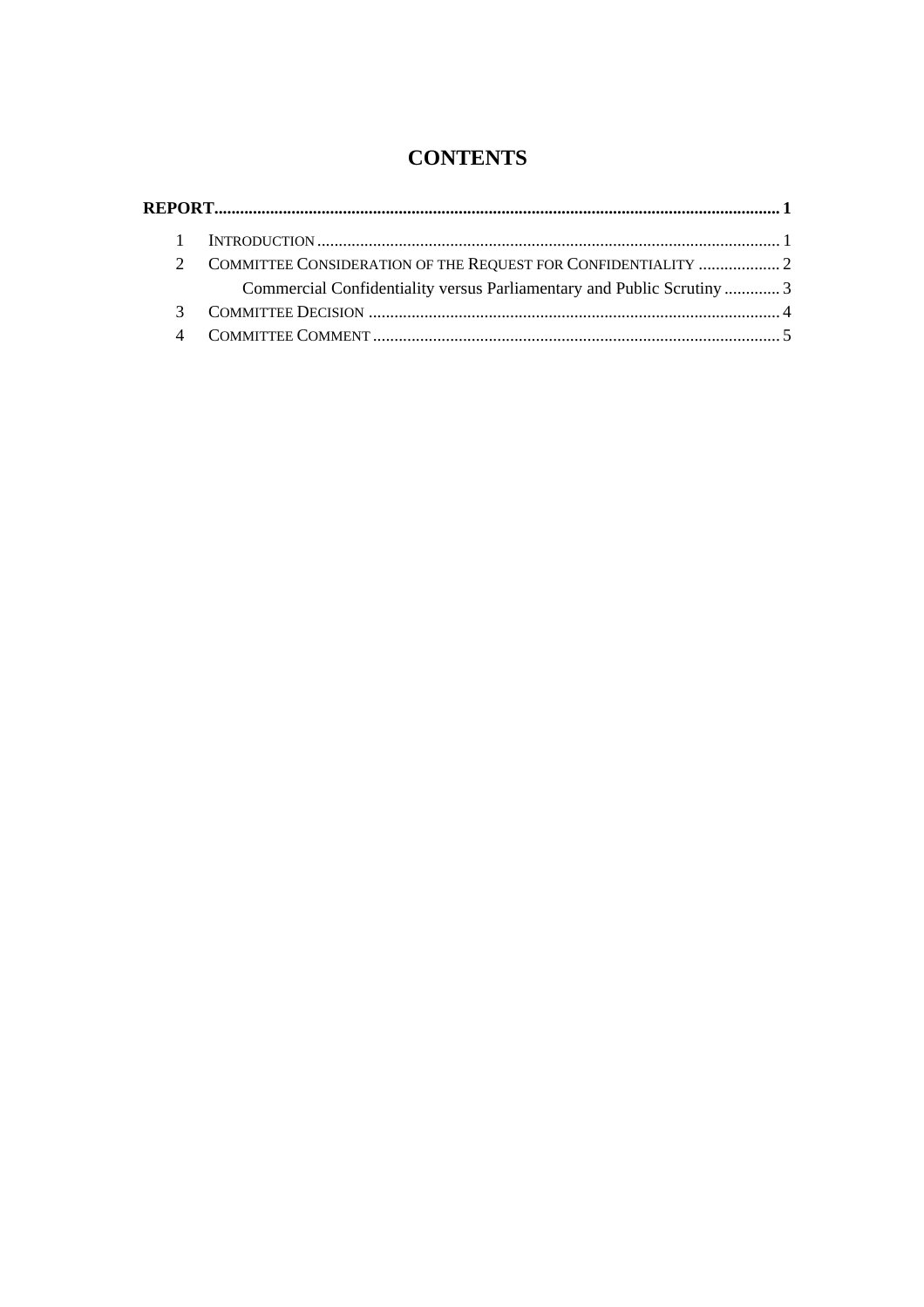# CONTENTS

**REPORT** ..................................................................................................................................... **1**

1 INTRODUCTION ............................................................................................................ 1

2 COMMITTEE CONSIDERATION OF THE REQUEST FOR CONFIDENTIALITY .................... 2

Commercial Confidentiality versus Parliamentary and Public Scrutiny ............. 3

3 COMMITTEE DECISION ................................................................................................ 4

4 COMMITTEE COMMENT ............................................................................................... 5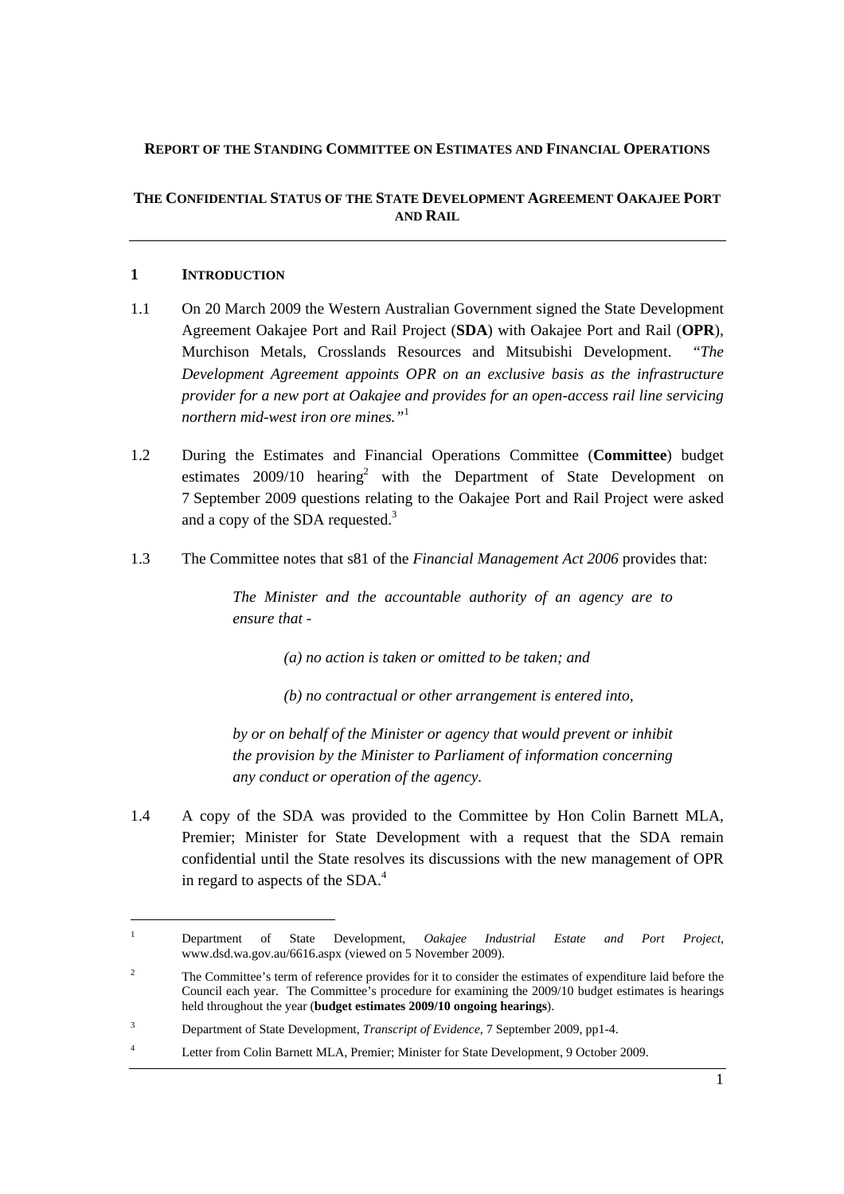**REPORT OF THE STANDING COMMITTEE ON ESTIMATES AND FINANCIAL OPERATIONS**

**THE CONFIDENTIAL STATUS OF THE STATE DEVELOPMENT AGREEMENT OAKAJEE PORT AND RAIL**

## 1 INTRODUCTION

1.1 On 20 March 2009 the Western Australian Government signed the State Development Agreement Oakajee Port and Rail Project (**SDA**) with Oakajee Port and Rail (**OPR**), Murchison Metals, Crosslands Resources and Mitsubishi Development. "*The Development Agreement appoints OPR on an exclusive basis as the infrastructure provider for a new port at Oakajee and provides for an open-access rail line servicing northern mid-west iron ore mines.*"[1]

1.2 During the Estimates and Financial Operations Committee (**Committee**) budget estimates 2009/10 hearing[2] with the Department of State Development on 7 September 2009 questions relating to the Oakajee Port and Rail Project were asked and a copy of the SDA requested.[3]

1.3 The Committee notes that s81 of the *Financial Management Act 2006* provides that:

> *The Minister and the accountable authority of an agency are to ensure that -*
>
> > *(a) no action is taken or omitted to be taken; and*
> >
> > *(b) no contractual or other arrangement is entered into,*
>
> *by or on behalf of the Minister or agency that would prevent or inhibit the provision by the Minister to Parliament of information concerning any conduct or operation of the agency.*

1.4 A copy of the SDA was provided to the Committee by Hon Colin Barnett MLA, Premier; Minister for State Development with a request that the SDA remain confidential until the State resolves its discussions with the new management of OPR in regard to aspects of the SDA.[4]

---

[1] Department of State Development, *Oakajee Industrial Estate and Port Project*, www.dsd.wa.gov.au/6616.aspx (viewed on 5 November 2009).

[2] The Committee's term of reference provides for it to consider the estimates of expenditure laid before the Council each year. The Committee's procedure for examining the 2009/10 budget estimates is hearings held throughout the year (**budget estimates 2009/10 ongoing hearings**).

[3] Department of State Development, *Transcript of Evidence*, 7 September 2009, pp1-4.

[4] Letter from Colin Barnett MLA, Premier; Minister for State Development, 9 October 2009.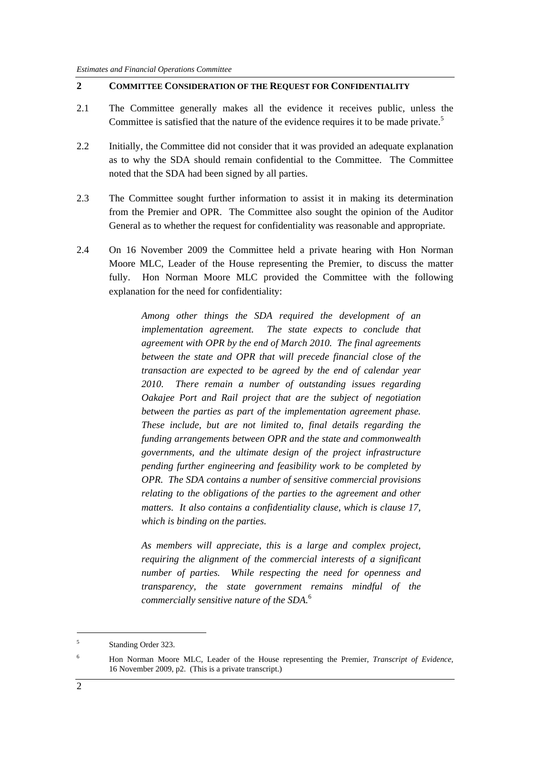## 2 COMMITTEE CONSIDERATION OF THE REQUEST FOR CONFIDENTIALITY

2.1 The Committee generally makes all the evidence it receives public, unless the Committee is satisfied that the nature of the evidence requires it to be made private.[5]

2.2 Initially, the Committee did not consider that it was provided an adequate explanation as to why the SDA should remain confidential to the Committee. The Committee noted that the SDA had been signed by all parties.

2.3 The Committee sought further information to assist it in making its determination from the Premier and OPR. The Committee also sought the opinion of the Auditor General as to whether the request for confidentiality was reasonable and appropriate.

2.4 On 16 November 2009 the Committee held a private hearing with Hon Norman Moore MLC, Leader of the House representing the Premier, to discuss the matter fully. Hon Norman Moore MLC provided the Committee with the following explanation for the need for confidentiality:

> *Among other things the SDA required the development of an implementation agreement. The state expects to conclude that agreement with OPR by the end of March 2010. The final agreements between the state and OPR that will precede financial close of the transaction are expected to be agreed by the end of calendar year 2010. There remain a number of outstanding issues regarding Oakajee Port and Rail project that are the subject of negotiation between the parties as part of the implementation agreement phase. These include, but are not limited to, final details regarding the funding arrangements between OPR and the state and commonwealth governments, and the ultimate design of the project infrastructure pending further engineering and feasibility work to be completed by OPR. The SDA contains a number of sensitive commercial provisions relating to the obligations of the parties to the agreement and other matters. It also contains a confidentiality clause, which is clause 17, which is binding on the parties.*
>
> *As members will appreciate, this is a large and complex project, requiring the alignment of the commercial interests of a significant number of parties. While respecting the need for openness and transparency, the state government remains mindful of the commercially sensitive nature of the SDA.*[6]

---

[5] Standing Order 323.

[6] Hon Norman Moore MLC, Leader of the House representing the Premier, *Transcript of Evidence*, 16 November 2009, p2. (This is a private transcript.)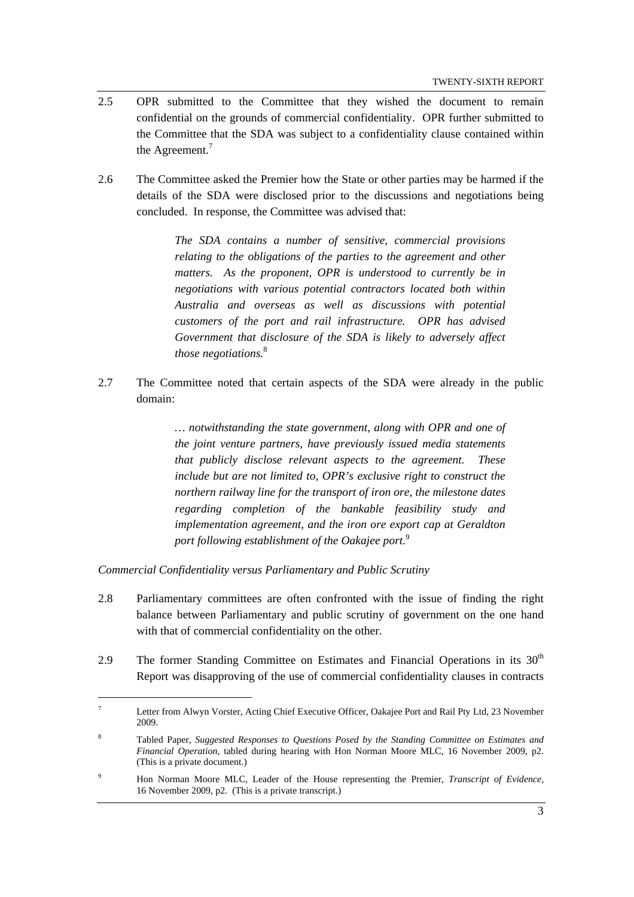2.5 OPR submitted to the Committee that they wished the document to remain confidential on the grounds of commercial confidentiality. OPR further submitted to the Committee that the SDA was subject to a confidentiality clause contained within the Agreement.[7]

2.6 The Committee asked the Premier how the State or other parties may be harmed if the details of the SDA were disclosed prior to the discussions and negotiations being concluded. In response, the Committee was advised that:

> *The SDA contains a number of sensitive, commercial provisions relating to the obligations of the parties to the agreement and other matters. As the proponent, OPR is understood to currently be in negotiations with various potential contractors located both within Australia and overseas as well as discussions with potential customers of the port and rail infrastructure. OPR has advised Government that disclosure of the SDA is likely to adversely affect those negotiations.*[8]

2.7 The Committee noted that certain aspects of the SDA were already in the public domain:

> *… notwithstanding the state government, along with OPR and one of the joint venture partners, have previously issued media statements that publicly disclose relevant aspects to the agreement. These include but are not limited to, OPR's exclusive right to construct the northern railway line for the transport of iron ore, the milestone dates regarding completion of the bankable feasibility study and implementation agreement, and the iron ore export cap at Geraldton port following establishment of the Oakajee port.*[9]

*Commercial Confidentiality versus Parliamentary and Public Scrutiny*

2.8 Parliamentary committees are often confronted with the issue of finding the right balance between Parliamentary and public scrutiny of government on the one hand with that of commercial confidentiality on the other.

2.9 The former Standing Committee on Estimates and Financial Operations in its 30th Report was disapproving of the use of commercial confidentiality clauses in contracts

---

[7] Letter from Alwyn Vorster, Acting Chief Executive Officer, Oakajee Port and Rail Pty Ltd, 23 November 2009.

[8] Tabled Paper, *Suggested Responses to Questions Posed by the Standing Committee on Estimates and Financial Operation*, tabled during hearing with Hon Norman Moore MLC, 16 November 2009, p2. (This is a private document.)

[9] Hon Norman Moore MLC, Leader of the House representing the Premier, *Transcript of Evidence*, 16 November 2009, p2. (This is a private transcript.)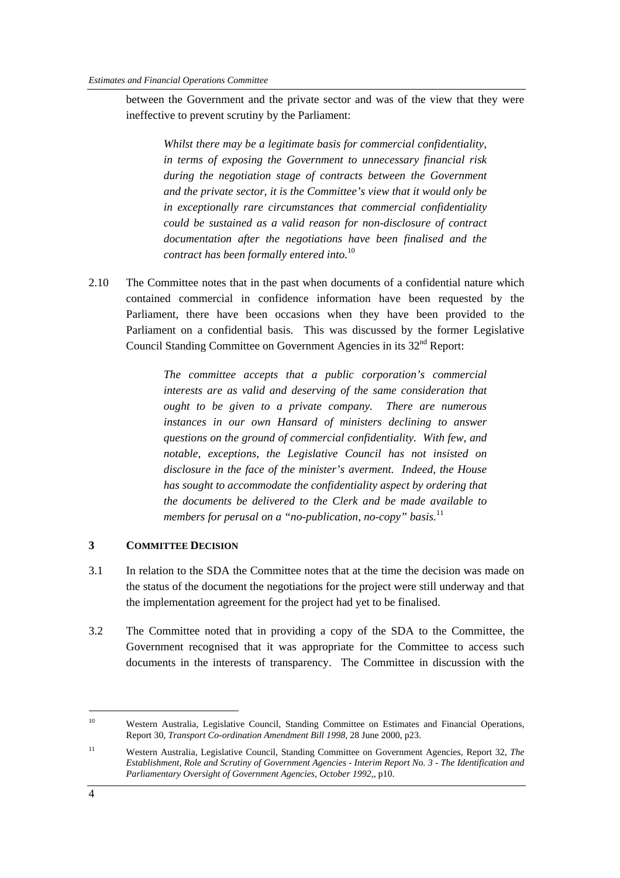between the Government and the private sector and was of the view that they were ineffective to prevent scrutiny by the Parliament:

> *Whilst there may be a legitimate basis for commercial confidentiality, in terms of exposing the Government to unnecessary financial risk during the negotiation stage of contracts between the Government and the private sector, it is the Committee's view that it would only be in exceptionally rare circumstances that commercial confidentiality could be sustained as a valid reason for non-disclosure of contract documentation after the negotiations have been finalised and the contract has been formally entered into.*[10]

2.10 The Committee notes that in the past when documents of a confidential nature which contained commercial in confidence information have been requested by the Parliament, there have been occasions when they have been provided to the Parliament on a confidential basis. This was discussed by the former Legislative Council Standing Committee on Government Agencies in its 32nd Report:

> *The committee accepts that a public corporation's commercial interests are as valid and deserving of the same consideration that ought to be given to a private company. There are numerous instances in our own Hansard of ministers declining to answer questions on the ground of commercial confidentiality. With few, and notable, exceptions, the Legislative Council has not insisted on disclosure in the face of the minister's averment. Indeed, the House has sought to accommodate the confidentiality aspect by ordering that the documents be delivered to the Clerk and be made available to members for perusal on a "no-publication, no-copy" basis.*[11]

## 3 COMMITTEE DECISION

3.1 In relation to the SDA the Committee notes that at the time the decision was made on the status of the document the negotiations for the project were still underway and that the implementation agreement for the project had yet to be finalised.

3.2 The Committee noted that in providing a copy of the SDA to the Committee, the Government recognised that it was appropriate for the Committee to access such documents in the interests of transparency. The Committee in discussion with the

---

[10] Western Australia, Legislative Council, Standing Committee on Estimates and Financial Operations, Report 30, *Transport Co-ordination Amendment Bill 1998*, 28 June 2000, p23.

[11] Western Australia, Legislative Council, Standing Committee on Government Agencies, Report 32, *The Establishment, Role and Scrutiny of Government Agencies - Interim Report No. 3 - The Identification and Parliamentary Oversight of Government Agencies, October 1992,*, p10.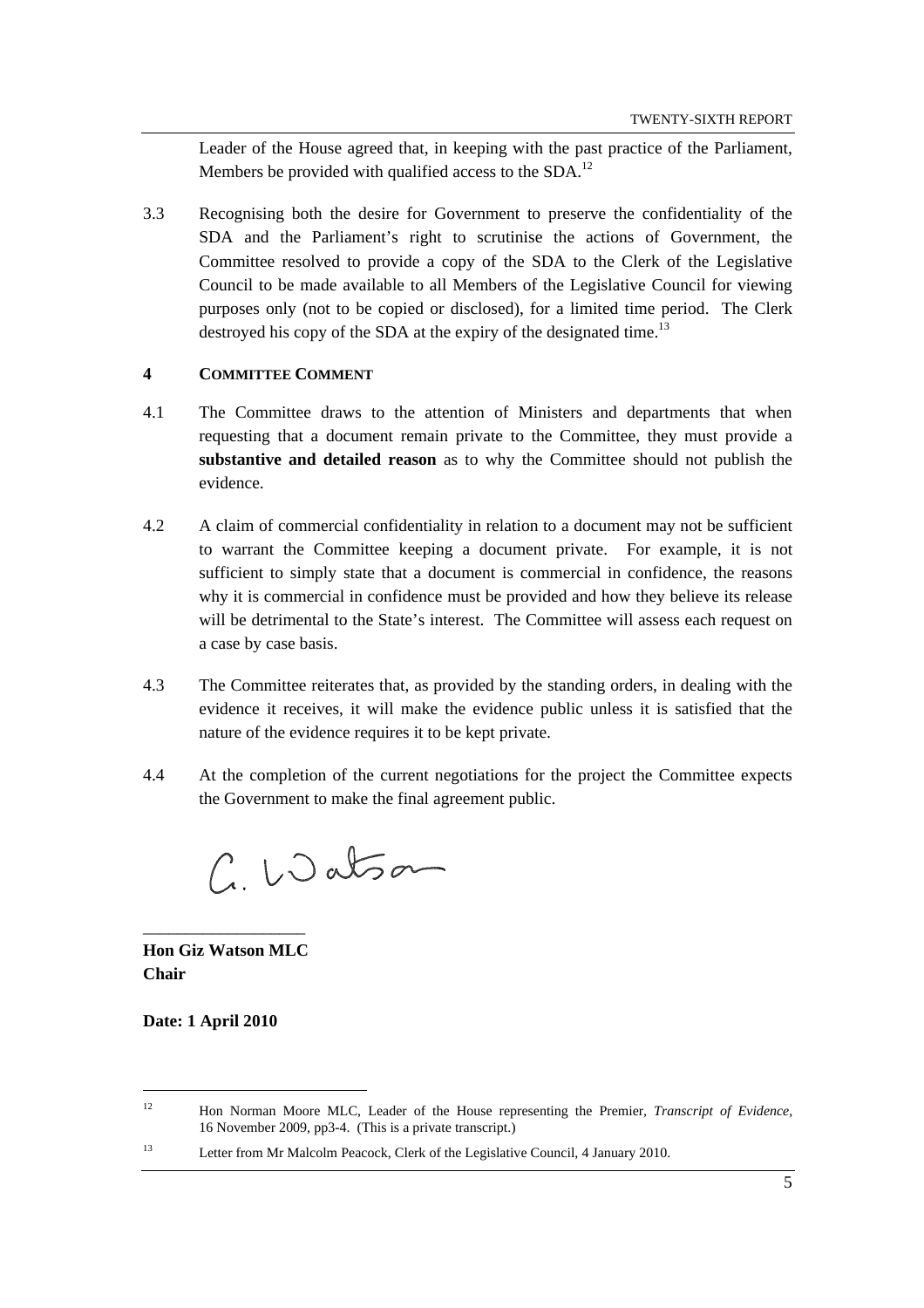Leader of the House agreed that, in keeping with the past practice of the Parliament, Members be provided with qualified access to the SDA.[12]

3.3 Recognising both the desire for Government to preserve the confidentiality of the SDA and the Parliament's right to scrutinise the actions of Government, the Committee resolved to provide a copy of the SDA to the Clerk of the Legislative Council to be made available to all Members of the Legislative Council for viewing purposes only (not to be copied or disclosed), for a limited time period. The Clerk destroyed his copy of the SDA at the expiry of the designated time.[13]

## 4 COMMITTEE COMMENT

4.1 The Committee draws to the attention of Ministers and departments that when requesting that a document remain private to the Committee, they must provide a **substantive and detailed reason** as to why the Committee should not publish the evidence.

4.2 A claim of commercial confidentiality in relation to a document may not be sufficient to warrant the Committee keeping a document private. For example, it is not sufficient to simply state that a document is commercial in confidence, the reasons why it is commercial in confidence must be provided and how they believe its release will be detrimental to the State's interest. The Committee will assess each request on a case by case basis.

4.3 The Committee reiterates that, as provided by the standing orders, in dealing with the evidence it receives, it will make the evidence public unless it is satisfied that the nature of the evidence requires it to be kept private.

4.4 At the completion of the current negotiations for the project the Committee expects the Government to make the final agreement public.

G. Watson

**Hon Giz Watson MLC**
**Chair**

**Date: 1 April 2010**

---

[12] Hon Norman Moore MLC, Leader of the House representing the Premier, *Transcript of Evidence*, 16 November 2009, pp3-4. (This is a private transcript.)

[13] Letter from Mr Malcolm Peacock, Clerk of the Legislative Council, 4 January 2010.